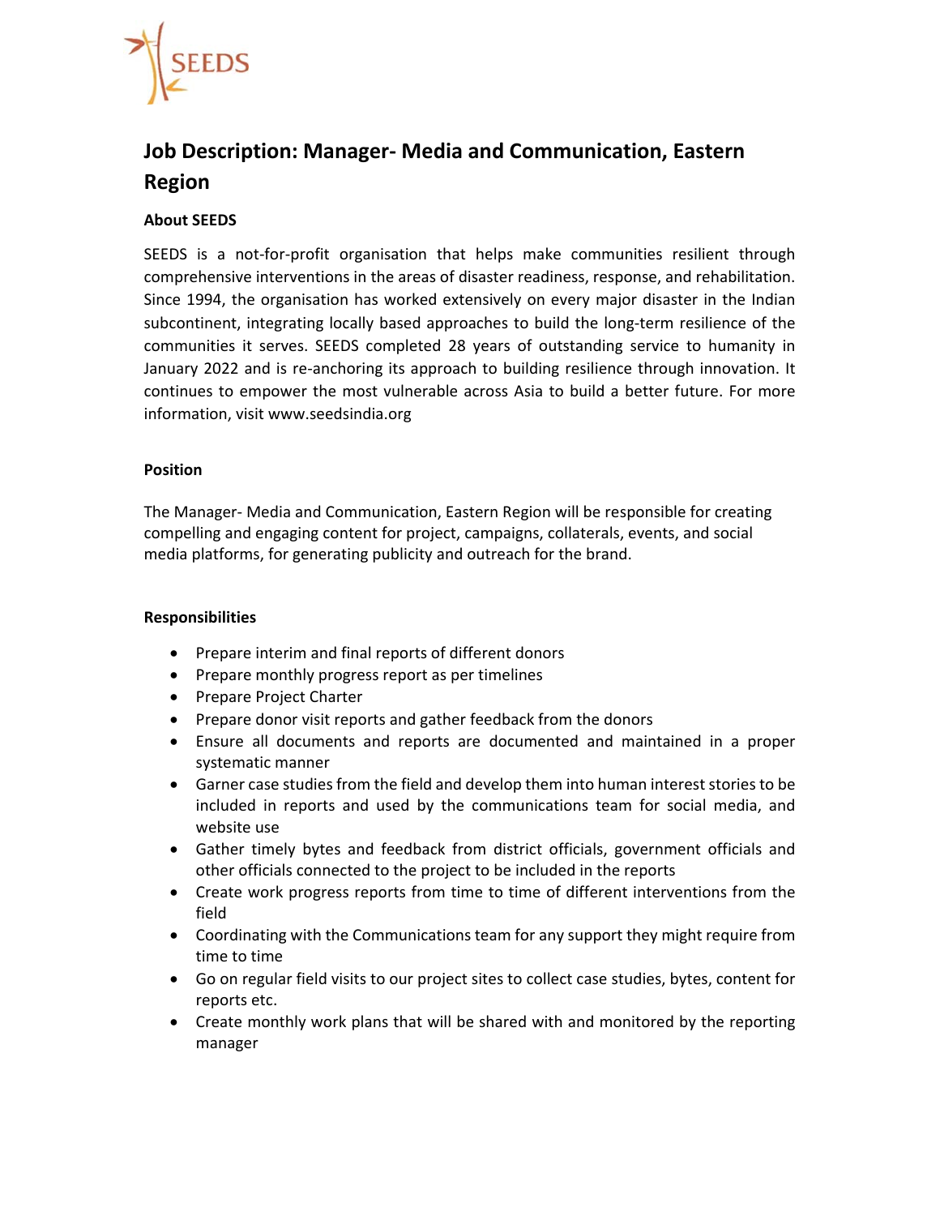SEEDS

# Job Description: Manager- Media and Communication, Eastern Region

### About SEEDS

SEEDS is a not-for-profit organisation that helps make communities resilient through comprehensive interventions in the areas of disaster readiness, response, and rehabilitation. Since 1994, the organisation has worked extensively on every major disaster in the Indian subcontinent, integrating locally based approaches to build the long-term resilience of the communities it serves. SEEDS completed 28 years of outstanding service to humanity in January 2022 and is re-anchoring its approach to building resilience through innovation. It continues to empower the most vulnerable across Asia to build a better future. For more information, visit www.seedsindia.org

### Position

The Manager- Media and Communication, Eastern Region will be responsible for creating compelling and engaging content for project, campaigns, collaterals, events, and social media platforms, for generating publicity and outreach for the brand.

### Responsibilities

- Prepare interim and final reports of different donors
- Prepare monthly progress report as per timelines
- Prepare Project Charter
- Prepare donor visit reports and gather feedback from the donors
- Ensure all documents and reports are documented and maintained in a proper systematic manner
- Garner case studies from the field and develop them into human interest stories to be included in reports and used by the communications team for social media, and website use
- Gather timely bytes and feedback from district officials, government officials and other officials connected to the project to be included in the reports
- Create work progress reports from time to time of different interventions from the field
- Coordinating with the Communications team for any support they might require from time to time
- Go on regular field visits to our project sites to collect case studies, bytes, content for reports etc.
- Create monthly work plans that will be shared with and monitored by the reporting manager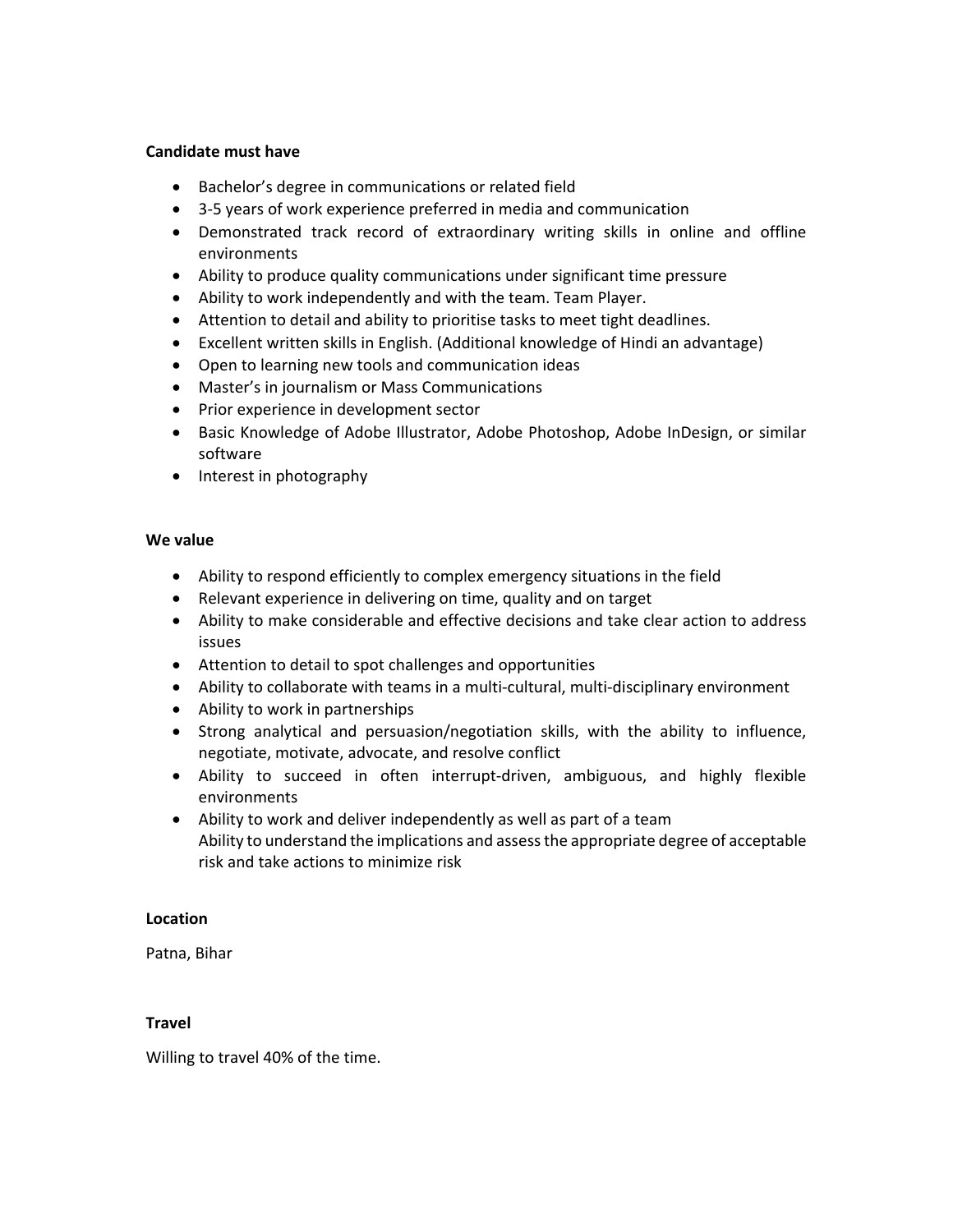**Candidate must have**

- Bachelor's degree in communications or related field
- 3-5 years of work experience preferred in media and communication
- Demonstrated track record of extraordinary writing skills in online and offline environments
- Ability to produce quality communications under significant time pressure
- Ability to work independently and with the team. Team Player.
- Attention to detail and ability to prioritise tasks to meet tight deadlines.
- Excellent written skills in English. (Additional knowledge of Hindi an advantage)
- Open to learning new tools and communication ideas
- Master's in journalism or Mass Communications
- Prior experience in development sector
- Basic Knowledge of Adobe Illustrator, Adobe Photoshop, Adobe InDesign, or similar software
- Interest in photography

**We value**

- Ability to respond efficiently to complex emergency situations in the field
- Relevant experience in delivering on time, quality and on target
- Ability to make considerable and effective decisions and take clear action to address issues
- Attention to detail to spot challenges and opportunities
- Ability to collaborate with teams in a multi-cultural, multi-disciplinary environment
- Ability to work in partnerships
- Strong analytical and persuasion/negotiation skills, with the ability to influence, negotiate, motivate, advocate, and resolve conflict
- Ability to succeed in often interrupt-driven, ambiguous, and highly flexible environments
- Ability to work and deliver independently as well as part of a team
  Ability to understand the implications and assess the appropriate degree of acceptable risk and take actions to minimize risk

**Location**

Patna, Bihar

**Travel**

Willing to travel 40% of the time.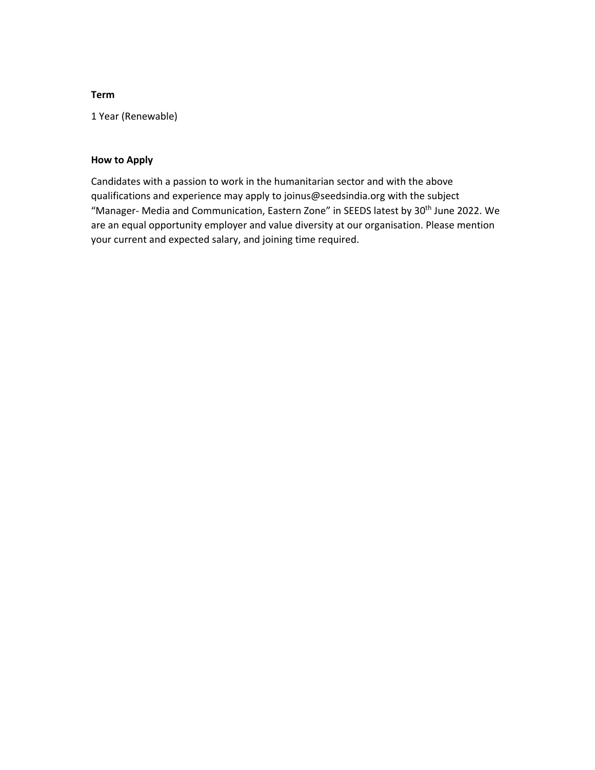**Term**

1 Year (Renewable)

**How to Apply**

Candidates with a passion to work in the humanitarian sector and with the above qualifications and experience may apply to joinus@seedsindia.org with the subject "Manager- Media and Communication, Eastern Zone" in SEEDS latest by 30th June 2022. We are an equal opportunity employer and value diversity at our organisation. Please mention your current and expected salary, and joining time required.